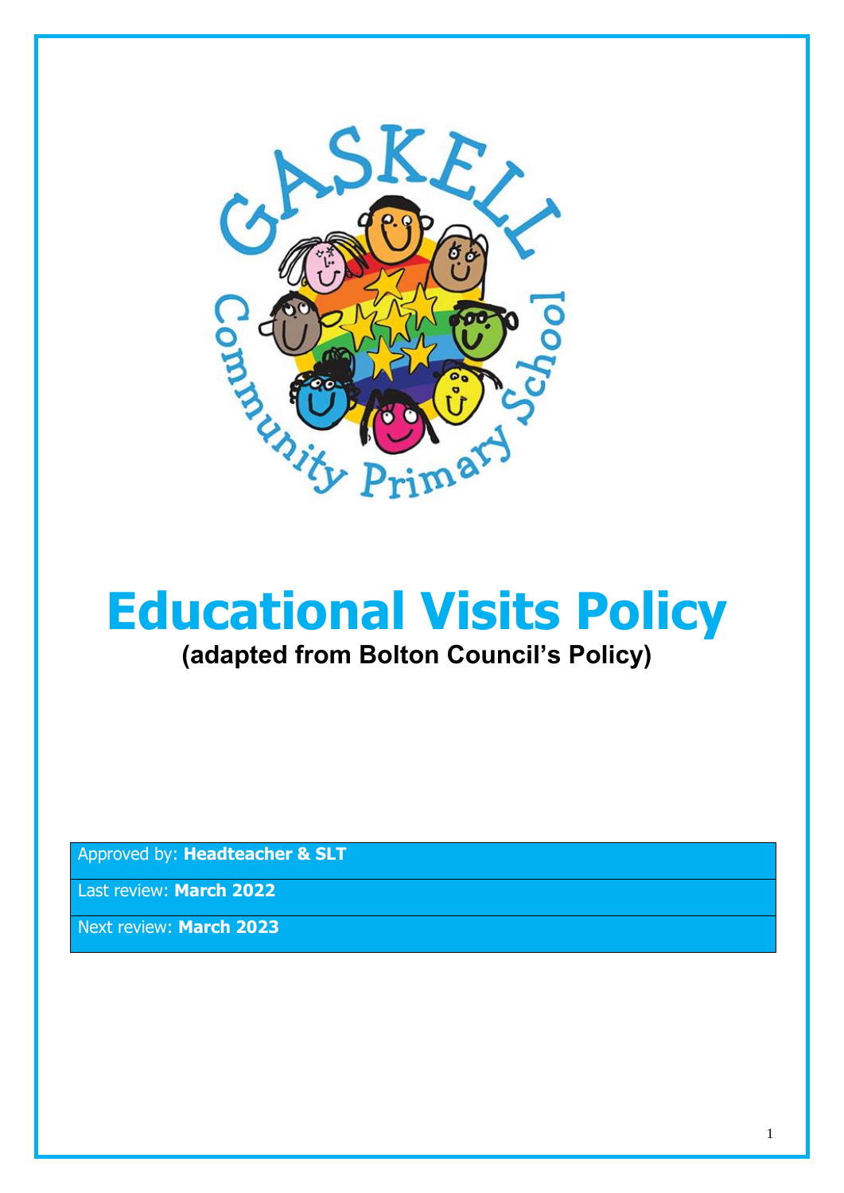# Educational Visits Policy

**(adapted from Bolton Council's Policy)**

| Approved by: **Headteacher & SLT** |
| --- |
| Last review: **March 2022** |
| Next review: **March 2023** |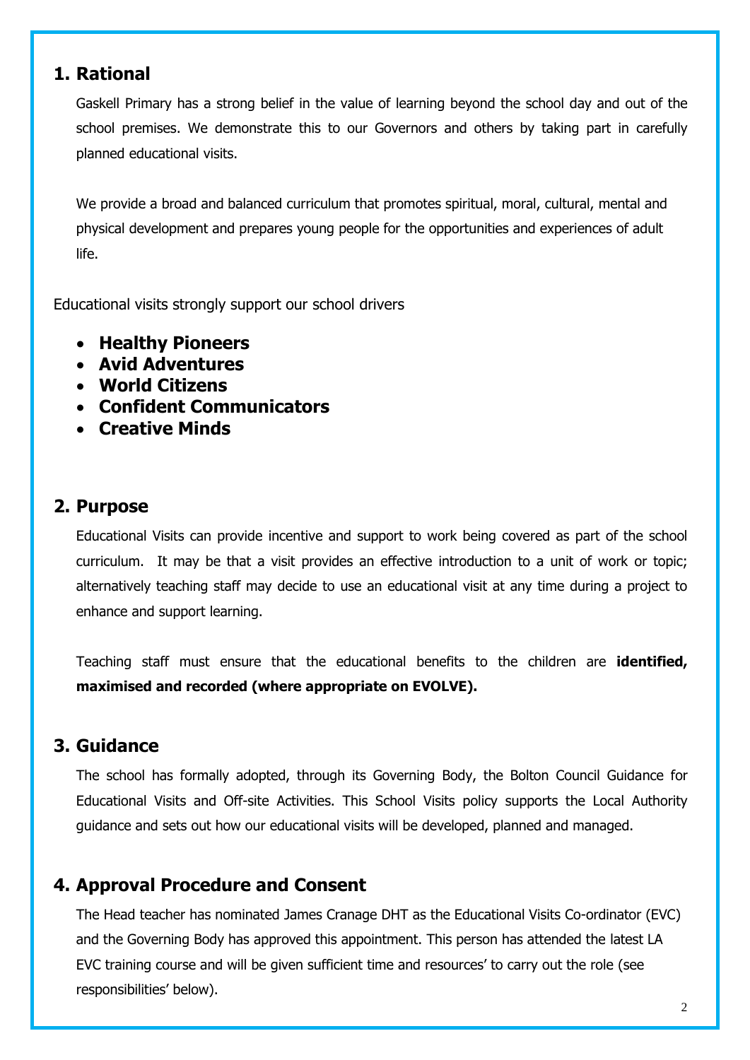## 1. Rational

Gaskell Primary has a strong belief in the value of learning beyond the school day and out of the school premises. We demonstrate this to our Governors and others by taking part in carefully planned educational visits.

We provide a broad and balanced curriculum that promotes spiritual, moral, cultural, mental and physical development and prepares young people for the opportunities and experiences of adult life.

Educational visits strongly support our school drivers

- **Healthy Pioneers**
- **Avid Adventures**
- **World Citizens**
- **Confident Communicators**
- **Creative Minds**

## 2. Purpose

Educational Visits can provide incentive and support to work being covered as part of the school curriculum. It may be that a visit provides an effective introduction to a unit of work or topic; alternatively teaching staff may decide to use an educational visit at any time during a project to enhance and support learning.

Teaching staff must ensure that the educational benefits to the children are **identified, maximised and recorded (where appropriate on EVOLVE).**

## 3. Guidance

The school has formally adopted, through its Governing Body, the Bolton Council Guidance for Educational Visits and Off-site Activities. This School Visits policy supports the Local Authority guidance and sets out how our educational visits will be developed, planned and managed.

## 4. Approval Procedure and Consent

The Head teacher has nominated James Cranage DHT as the Educational Visits Co-ordinator (EVC) and the Governing Body has approved this appointment. This person has attended the latest LA EVC training course and will be given sufficient time and resources' to carry out the role (see responsibilities' below).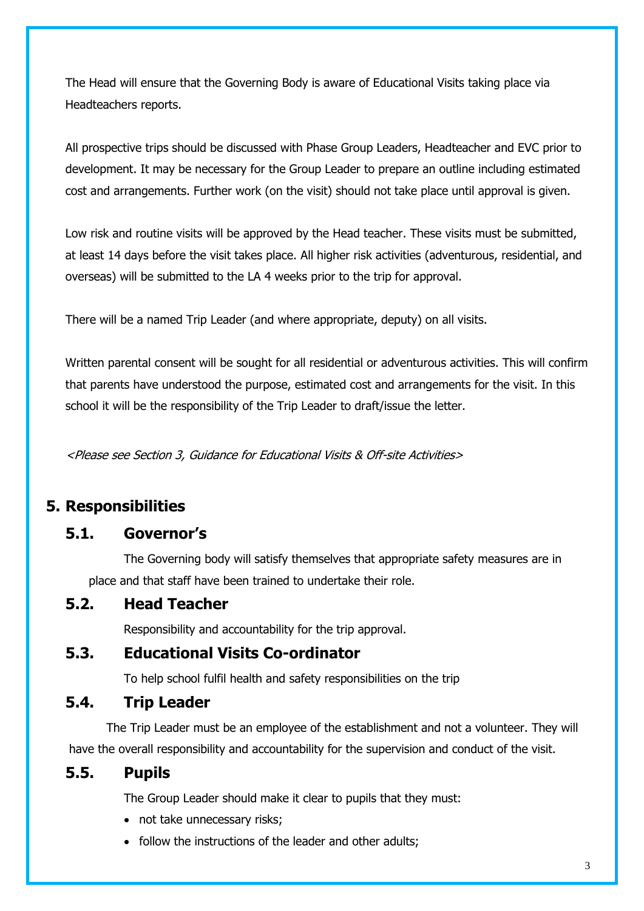The Head will ensure that the Governing Body is aware of Educational Visits taking place via Headteachers reports.

All prospective trips should be discussed with Phase Group Leaders, Headteacher and EVC prior to development. It may be necessary for the Group Leader to prepare an outline including estimated cost and arrangements. Further work (on the visit) should not take place until approval is given.

Low risk and routine visits will be approved by the Head teacher. These visits must be submitted, at least 14 days before the visit takes place. All higher risk activities (adventurous, residential, and overseas) will be submitted to the LA 4 weeks prior to the trip for approval.

There will be a named Trip Leader (and where appropriate, deputy) on all visits.

Written parental consent will be sought for all residential or adventurous activities. This will confirm that parents have understood the purpose, estimated cost and arrangements for the visit. In this school it will be the responsibility of the Trip Leader to draft/issue the letter.

*<Please see Section 3, Guidance for Educational Visits & Off-site Activities>*

# 5. Responsibilities

## 5.1. Governor's

The Governing body will satisfy themselves that appropriate safety measures are in place and that staff have been trained to undertake their role.

## 5.2. Head Teacher

Responsibility and accountability for the trip approval.

## 5.3. Educational Visits Co-ordinator

To help school fulfil health and safety responsibilities on the trip

## 5.4. Trip Leader

The Trip Leader must be an employee of the establishment and not a volunteer. They will have the overall responsibility and accountability for the supervision and conduct of the visit.

## 5.5. Pupils

The Group Leader should make it clear to pupils that they must:

- not take unnecessary risks;
- follow the instructions of the leader and other adults;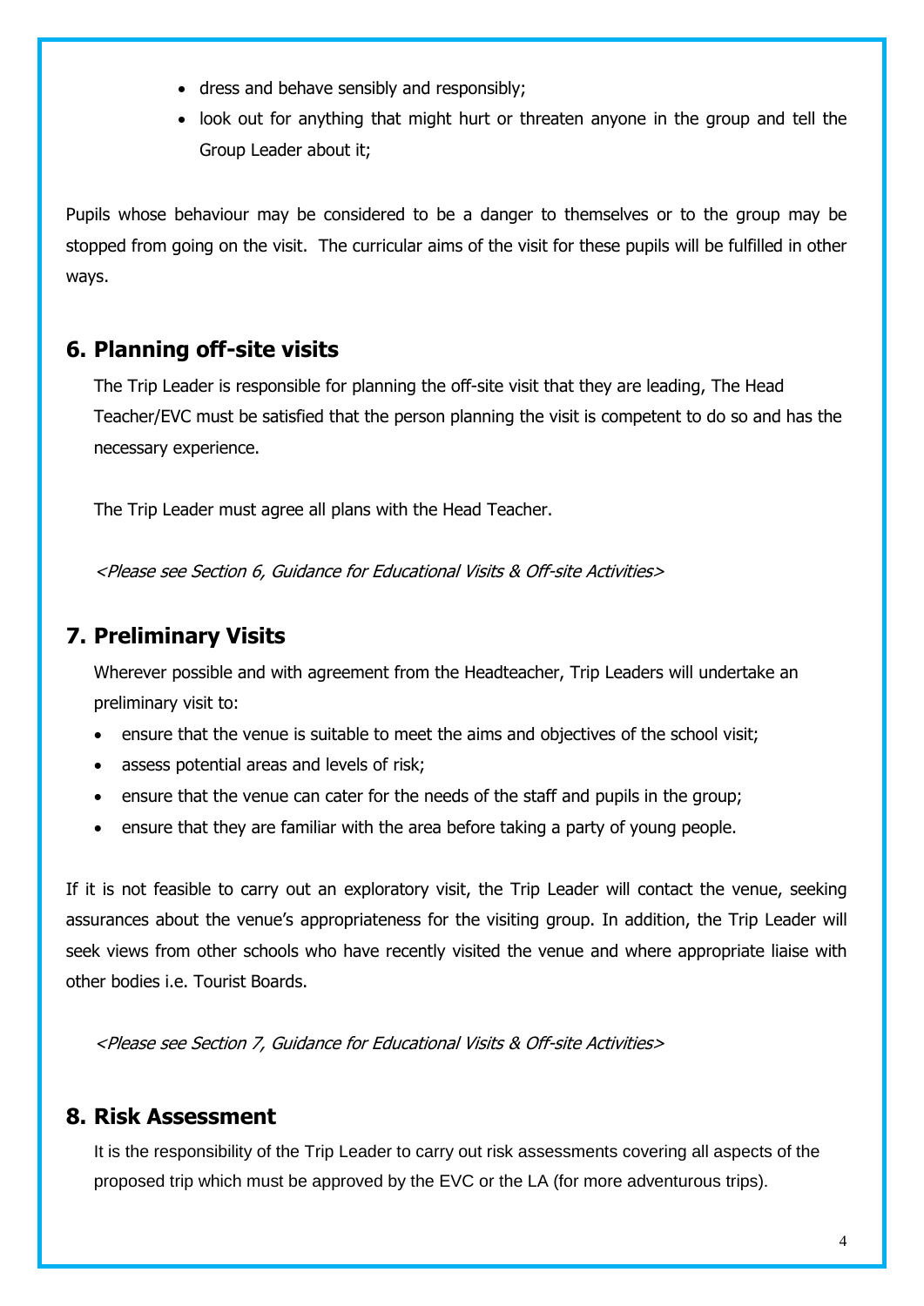- dress and behave sensibly and responsibly;
- look out for anything that might hurt or threaten anyone in the group and tell the Group Leader about it;

Pupils whose behaviour may be considered to be a danger to themselves or to the group may be stopped from going on the visit. The curricular aims of the visit for these pupils will be fulfilled in other ways.

## 6. Planning off-site visits

The Trip Leader is responsible for planning the off-site visit that they are leading, The Head Teacher/EVC must be satisfied that the person planning the visit is competent to do so and has the necessary experience.

The Trip Leader must agree all plans with the Head Teacher.

*<Please see Section 6, Guidance for Educational Visits & Off-site Activities>*

## 7. Preliminary Visits

Wherever possible and with agreement from the Headteacher, Trip Leaders will undertake an preliminary visit to:

- ensure that the venue is suitable to meet the aims and objectives of the school visit;
- assess potential areas and levels of risk;
- ensure that the venue can cater for the needs of the staff and pupils in the group;
- ensure that they are familiar with the area before taking a party of young people.

If it is not feasible to carry out an exploratory visit, the Trip Leader will contact the venue, seeking assurances about the venue's appropriateness for the visiting group. In addition, the Trip Leader will seek views from other schools who have recently visited the venue and where appropriate liaise with other bodies i.e. Tourist Boards.

*<Please see Section 7, Guidance for Educational Visits & Off-site Activities>*

## 8. Risk Assessment

It is the responsibility of the Trip Leader to carry out risk assessments covering all aspects of the proposed trip which must be approved by the EVC or the LA (for more adventurous trips).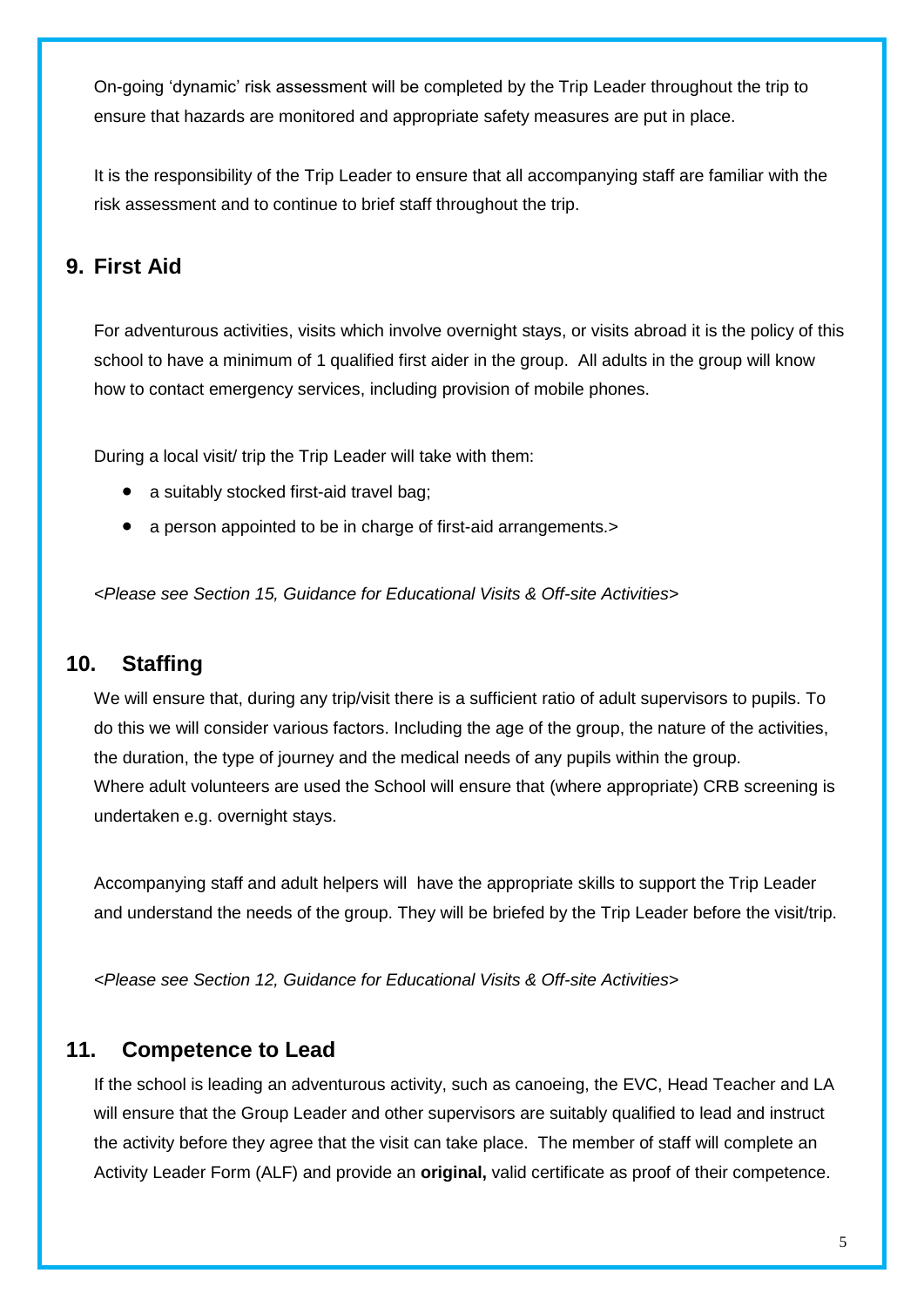On-going 'dynamic' risk assessment will be completed by the Trip Leader throughout the trip to ensure that hazards are monitored and appropriate safety measures are put in place.

It is the responsibility of the Trip Leader to ensure that all accompanying staff are familiar with the risk assessment and to continue to brief staff throughout the trip.

## 9. First Aid

For adventurous activities, visits which involve overnight stays, or visits abroad it is the policy of this school to have a minimum of 1 qualified first aider in the group. All adults in the group will know how to contact emergency services, including provision of mobile phones.

During a local visit/ trip the Trip Leader will take with them:

- a suitably stocked first-aid travel bag;
- a person appointed to be in charge of first-aid arrangements.>

*<Please see Section 15, Guidance for Educational Visits & Off-site Activities>*

## 10. Staffing

We will ensure that, during any trip/visit there is a sufficient ratio of adult supervisors to pupils. To do this we will consider various factors. Including the age of the group, the nature of the activities, the duration, the type of journey and the medical needs of any pupils within the group.
Where adult volunteers are used the School will ensure that (where appropriate) CRB screening is undertaken e.g. overnight stays.

Accompanying staff and adult helpers will have the appropriate skills to support the Trip Leader and understand the needs of the group. They will be briefed by the Trip Leader before the visit/trip.

*<Please see Section 12, Guidance for Educational Visits & Off-site Activities>*

## 11. Competence to Lead

If the school is leading an adventurous activity, such as canoeing, the EVC, Head Teacher and LA will ensure that the Group Leader and other supervisors are suitably qualified to lead and instruct the activity before they agree that the visit can take place. The member of staff will complete an Activity Leader Form (ALF) and provide an **original,** valid certificate as proof of their competence.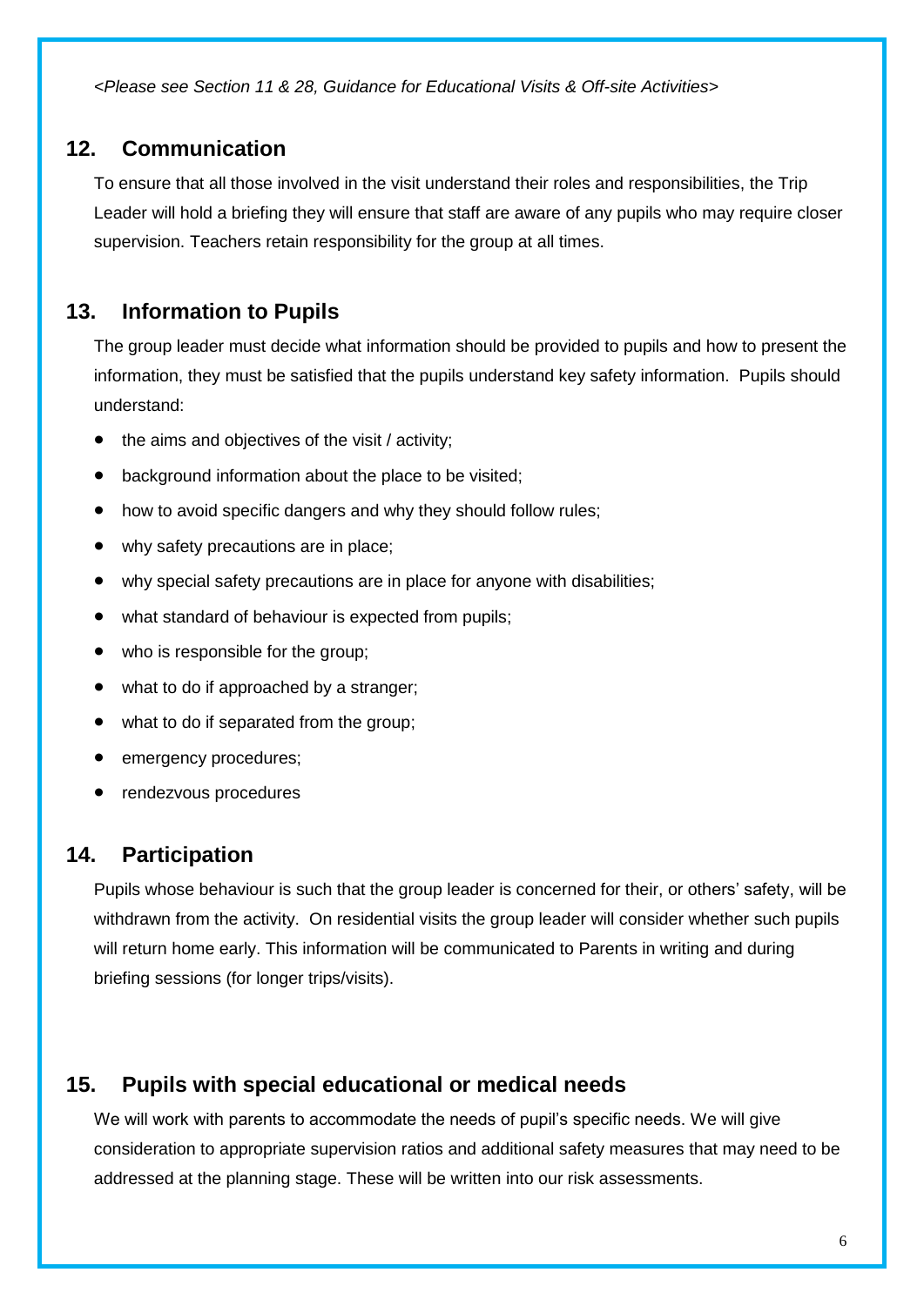*<Please see Section 11 & 28, Guidance for Educational Visits & Off-site Activities>*

## 12. Communication

To ensure that all those involved in the visit understand their roles and responsibilities, the Trip Leader will hold a briefing they will ensure that staff are aware of any pupils who may require closer supervision. Teachers retain responsibility for the group at all times.

## 13. Information to Pupils

The group leader must decide what information should be provided to pupils and how to present the information, they must be satisfied that the pupils understand key safety information. Pupils should understand:

- the aims and objectives of the visit / activity;
- background information about the place to be visited;
- how to avoid specific dangers and why they should follow rules;
- why safety precautions are in place;
- why special safety precautions are in place for anyone with disabilities;
- what standard of behaviour is expected from pupils;
- who is responsible for the group;
- what to do if approached by a stranger;
- what to do if separated from the group;
- emergency procedures;
- rendezvous procedures

## 14. Participation

Pupils whose behaviour is such that the group leader is concerned for their, or others' safety, will be withdrawn from the activity. On residential visits the group leader will consider whether such pupils will return home early. This information will be communicated to Parents in writing and during briefing sessions (for longer trips/visits).

## 15. Pupils with special educational or medical needs

We will work with parents to accommodate the needs of pupil's specific needs. We will give consideration to appropriate supervision ratios and additional safety measures that may need to be addressed at the planning stage. These will be written into our risk assessments.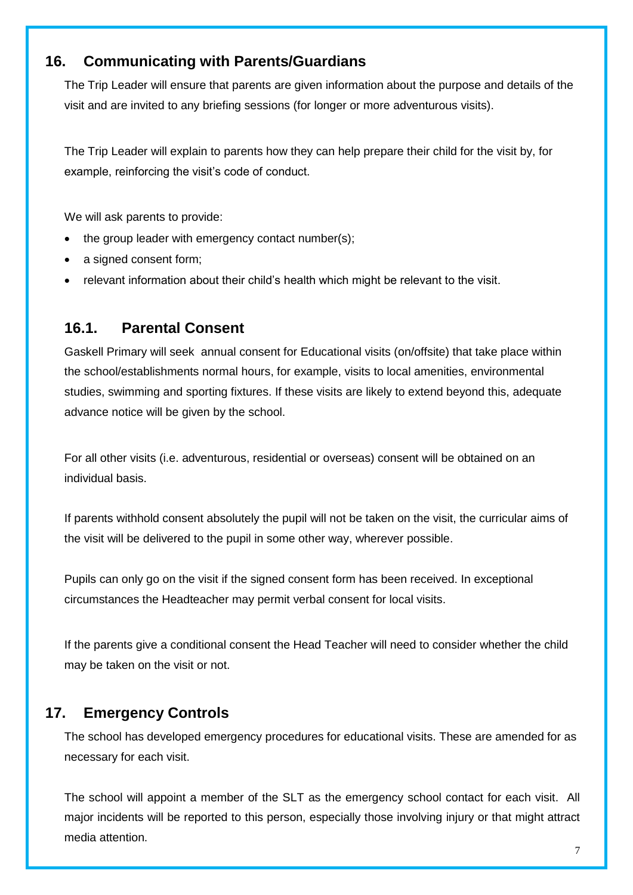## 16. Communicating with Parents/Guardians

The Trip Leader will ensure that parents are given information about the purpose and details of the visit and are invited to any briefing sessions (for longer or more adventurous visits).

The Trip Leader will explain to parents how they can help prepare their child for the visit by, for example, reinforcing the visit's code of conduct.

We will ask parents to provide:

- the group leader with emergency contact number(s);
- a signed consent form;
- relevant information about their child's health which might be relevant to the visit.

### 16.1. Parental Consent

Gaskell Primary will seek annual consent for Educational visits (on/offsite) that take place within the school/establishments normal hours, for example, visits to local amenities, environmental studies, swimming and sporting fixtures. If these visits are likely to extend beyond this, adequate advance notice will be given by the school.

For all other visits (i.e. adventurous, residential or overseas) consent will be obtained on an individual basis.

If parents withhold consent absolutely the pupil will not be taken on the visit, the curricular aims of the visit will be delivered to the pupil in some other way, wherever possible.

Pupils can only go on the visit if the signed consent form has been received. In exceptional circumstances the Headteacher may permit verbal consent for local visits.

If the parents give a conditional consent the Head Teacher will need to consider whether the child may be taken on the visit or not.

## 17. Emergency Controls

The school has developed emergency procedures for educational visits. These are amended for as necessary for each visit.

The school will appoint a member of the SLT as the emergency school contact for each visit. All major incidents will be reported to this person, especially those involving injury or that might attract media attention.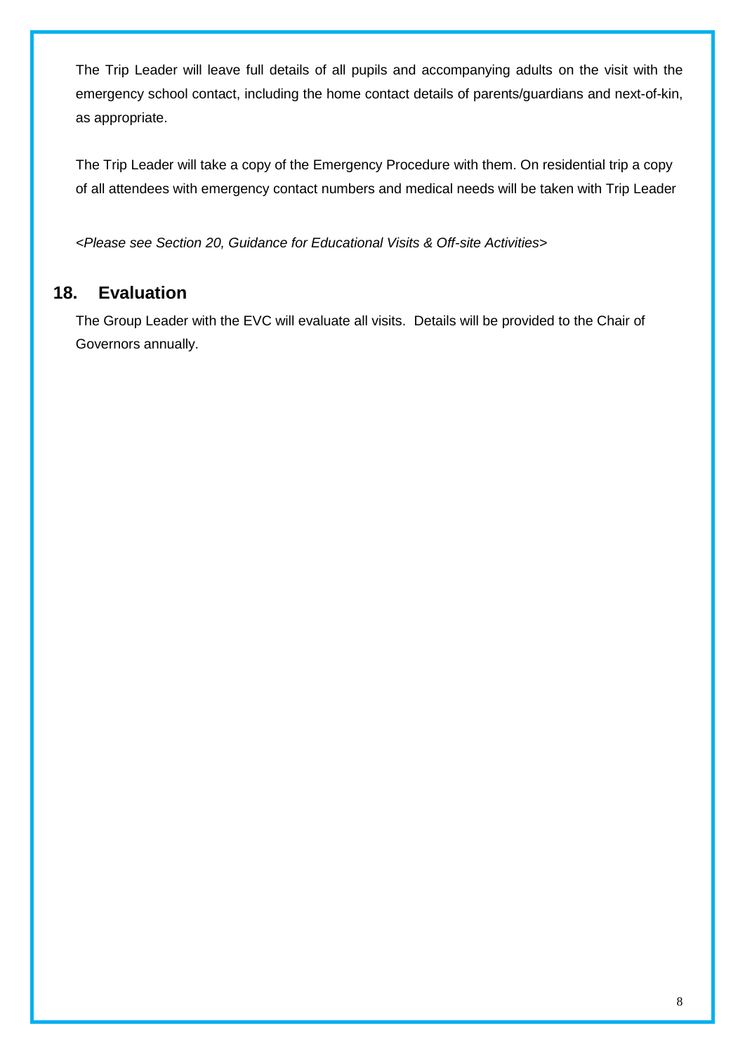The Trip Leader will leave full details of all pupils and accompanying adults on the visit with the emergency school contact, including the home contact details of parents/guardians and next-of-kin, as appropriate.

The Trip Leader will take a copy of the Emergency Procedure with them. On residential trip a copy of all attendees with emergency contact numbers and medical needs will be taken with Trip Leader

*<Please see Section 20, Guidance for Educational Visits & Off-site Activities>*

## 18. Evaluation

The Group Leader with the EVC will evaluate all visits. Details will be provided to the Chair of Governors annually.